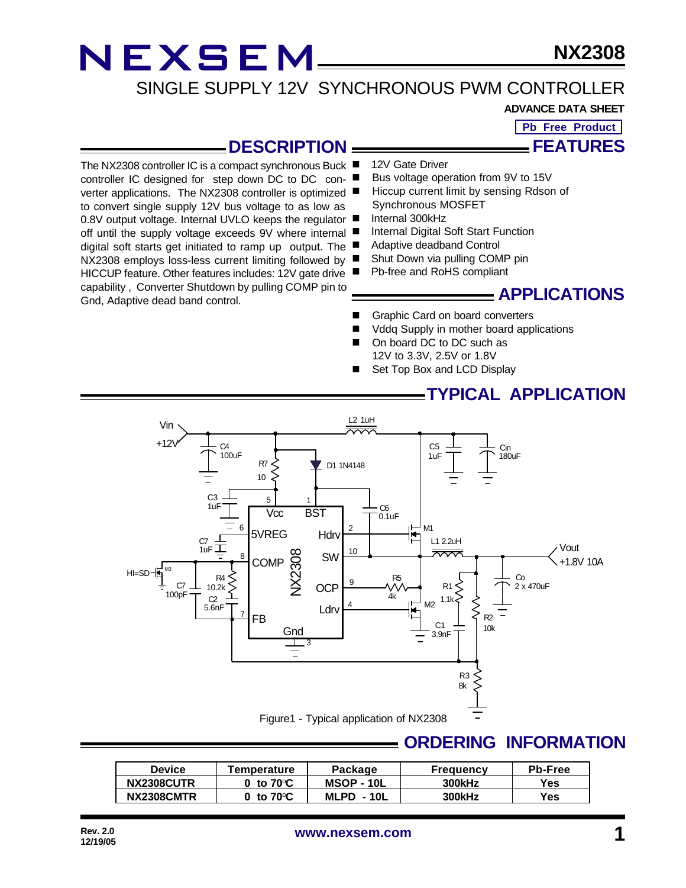# NEXSEM NX2308

## SINGLE SUPPLY 12V SYNCHRONOUS PWM CONTROLLER

**ADVANCE DATA SHEET**

**Pb Free Product**

## DESCRIPTION

The NX2308 controller IC is a compact synchronous Buck controller IC designed for step down DC to DC converter applications. The NX2308 controller is optimized to convert single supply 12V bus voltage to as low as 0.8V output voltage. Internal UVLO keeps the regulator off until the supply voltage exceeds 9V where internal digital soft starts get initiated to ramp up output. The NX2308 employs loss-less current limiting followed by HICCUP feature. Other features includes: 12V gate drive capability, Converter Shutdown by pulling COMP pin to Gnd, Adaptive dead band control.

## FEATURES

- 12V Gate Driver
- Bus voltage operation from 9V to 15V
- Hiccup current limit by sensing Rdson of Synchronous MOSFET
- Internal 300kHz
- Internal Digital Soft Start Function
- Adaptive deadband Control
- Shut Down via pulling COMP pin
- Pb-free and RoHS compliant

## APPLICATIONS

- Graphic Card on board converters
- Vddq Supply in mother board applications
- On board DC to DC such as 12V to 3.3V, 2.5V or 1.8V
- Set Top Box and LCD Display

## TYPICAL APPLICATION

Figure1 - Typical application of NX2308

## ORDERING INFORMATION

| Device | Temperature | Package | Frequency | Pb-Free |
|---|---|---|---|---|
| NX2308CUTR | 0 to 70°C | MSOP - 10L | 300kHz | Yes |
| NX2308CMTR | 0 to 70°C | MLPD - 10L | 300kHz | Yes |

Rev. 2.0
12/19/05

www.nexsem.com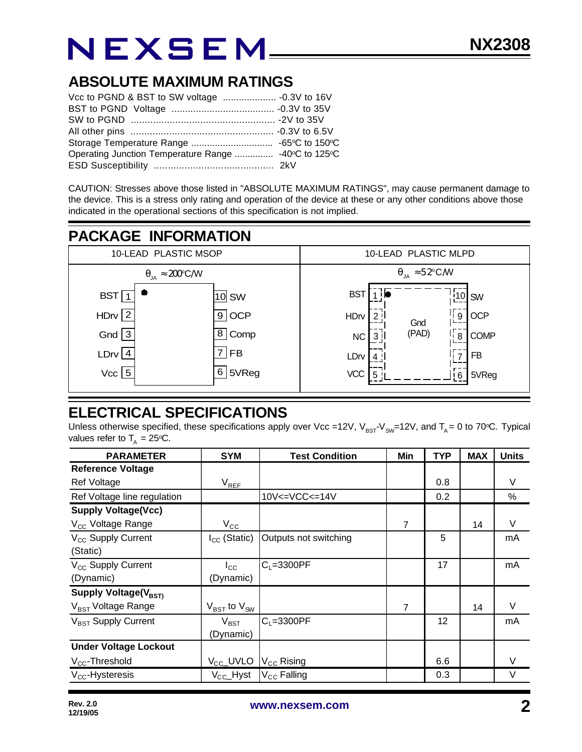## ABSOLUTE MAXIMUM RATINGS

Vcc to PGND & BST to SW voltage .................... -0.3V to 16V
BST to PGND Voltage ...................................... -0.3V to 35V
SW to PGND .................................................... -2V to 35V
All other pins .................................................... -0.3V to 6.5V
Storage Temperature Range .............................. -65°C to 150°C
Operating Junction Temperature Range .............. -40°C to 125°C
ESD Susceptibility ........................................... 2kV

CAUTION: Stresses above those listed in "ABSOLUTE MAXIMUM RATINGS", may cause permanent damage to the device. This is a stress only rating and operation of the device at these or any other conditions above those indicated in the operational sections of this specification is not implied.

## PACKAGE INFORMATION

| 10-LEAD PLASTIC MSOP | 10-LEAD PLASTIC MLPD |
|---|---|
| $\theta_{JA} \approx 200°C/W$ | $\theta_{JA} \approx 52°C/W$ |
| BST 1, HDrv 2, Gnd 3, LDrv 4, Vcc 5, 6 5VReg, 7 FB, 8 Comp, 9 OCP, 10 SW | BST 1, HDrv 2, NC 3, LDrv 4, VCC 5, 6 5VReg, 7 FB, 8 COMP, 9 OCP, 10 SW, Gnd (PAD) |

## ELECTRICAL SPECIFICATIONS

Unless otherwise specified, these specifications apply over Vcc =12V, $V_{BST}$-$V_{SW}$=12V, and $T_A$ = 0 to 70°C. Typical values refer to $T_A$ = 25°C.

| PARAMETER | SYM | Test Condition | Min | TYP | MAX | Units |
|---|---|---|---|---|---|---|
| **Reference Voltage** | | | | | | |
| Ref Voltage | $V_{REF}$ | | | 0.8 | | V |
| Ref Voltage line regulation | | 10V<=VCC<=14V | | 0.2 | | % |
| **Supply Voltage(Vcc)** | | | | | | |
| $V_{CC}$ Voltage Range | $V_{CC}$ | | 7 | | 14 | V |
| $V_{CC}$ Supply Current (Static) | $I_{CC}$ (Static) | Outputs not switching | | 5 | | mA |
| $V_{CC}$ Supply Current (Dynamic) | $I_{CC}$ (Dynamic) | $C_L$=3300PF | | 17 | | mA |
| **Supply Voltage($V_{BST}$)** | | | | | | |
| $V_{BST}$ Voltage Range | $V_{BST}$ to $V_{SW}$ | | 7 | | 14 | V |
| $V_{BST}$ Supply Current | $V_{BST}$ (Dynamic) | $C_L$=3300PF | | 12 | | mA |
| **Under Voltage Lockout** | | | | | | |
| $V_{CC}$-Threshold | $V_{CC}$_UVLO | $V_{CC}$ Rising | | 6.6 | | V |
| $V_{CC}$-Hysteresis | $V_{CC}$_Hyst | $V_{CC}$ Falling | | 0.3 | | V |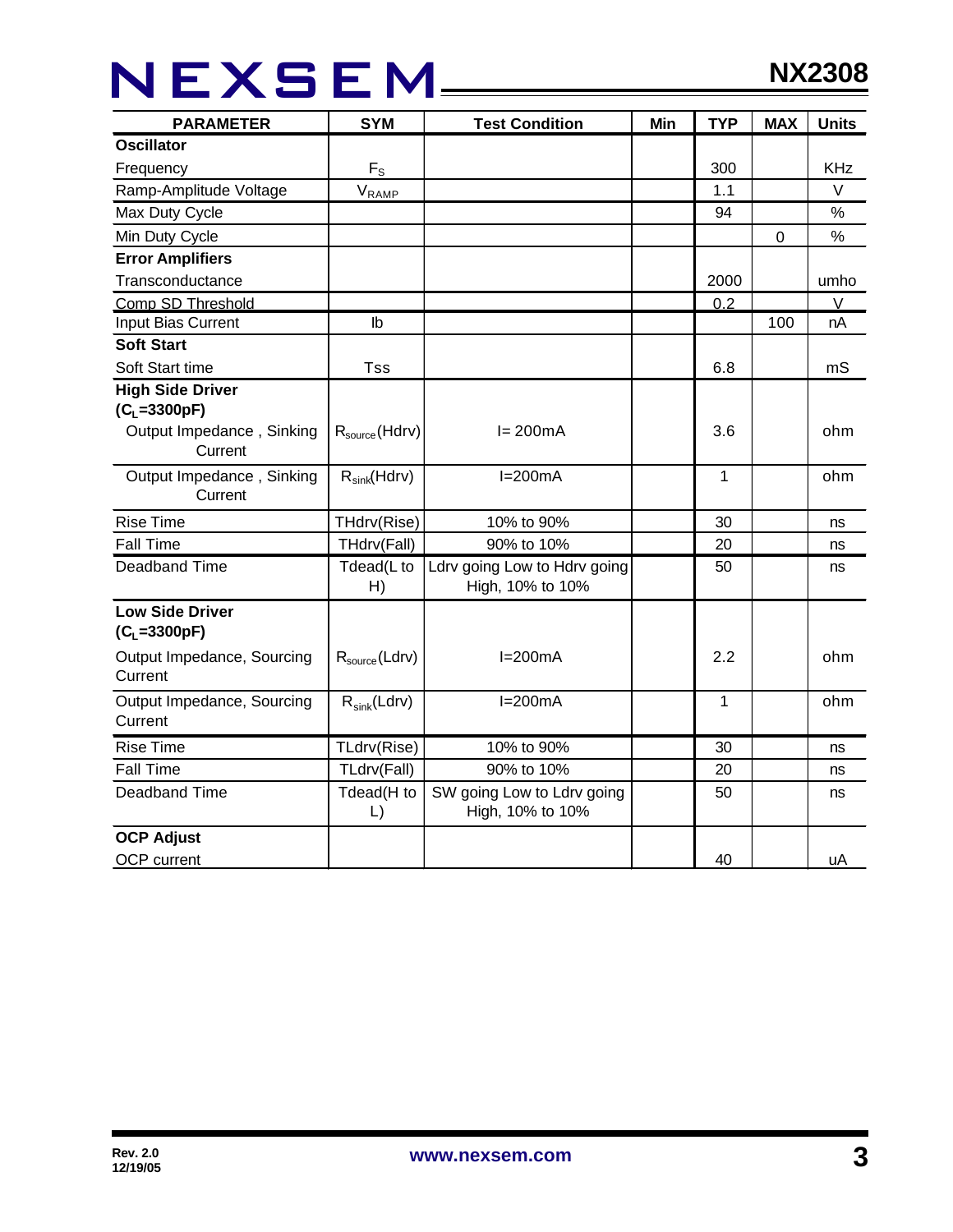| PARAMETER | SYM | Test Condition | Min | TYP | MAX | Units |
|---|---|---|---|---|---|---|
| **Oscillator** | | | | | | |
| Frequency | $F_S$ | | | 300 | | KHz |
| Ramp-Amplitude Voltage | $V_{RAMP}$ | | | 1.1 | | V |
| Max Duty Cycle | | | | 94 | | % |
| Min Duty Cycle | | | | | 0 | % |
| **Error Amplifiers** | | | | | | |
| Transconductance | | | | 2000 | | umho |
| Comp SD Threshold | | | | 0.2 | | V |
| Input Bias Current | Ib | | | | 100 | nA |
| **Soft Start** | | | | | | |
| Soft Start time | Tss | | | 6.8 | | mS |
| **High Side Driver ($C_L$=3300pF)** | | | | | | |
| Output Impedance , Sinking Current | $R_{source}$(Hdrv) | I= 200mA | | 3.6 | | ohm |
| Output Impedance , Sinking Current | $R_{sink}$(Hdrv) | I=200mA | | 1 | | ohm |
| Rise Time | THdrv(Rise) | 10% to 90% | | 30 | | ns |
| Fall Time | THdrv(Fall) | 90% to 10% | | 20 | | ns |
| Deadband Time | Tdead(L to H) | Ldrv going Low to Hdrv going High, 10% to 10% | | 50 | | ns |
| **Low Side Driver ($C_L$=3300pF)** | | | | | | |
| Output Impedance, Sourcing Current | $R_{source}$(Ldrv) | I=200mA | | 2.2 | | ohm |
| Output Impedance, Sourcing Current | $R_{sink}$(Ldrv) | I=200mA | | 1 | | ohm |
| Rise Time | TLdrv(Rise) | 10% to 90% | | 30 | | ns |
| Fall Time | TLdrv(Fall) | 90% to 10% | | 20 | | ns |
| Deadband Time | Tdead(H to L) | SW going Low to Ldrv going High, 10% to 10% | | 50 | | ns |
| **OCP Adjust** | | | | | | |
| OCP current | | | | 40 | | uA |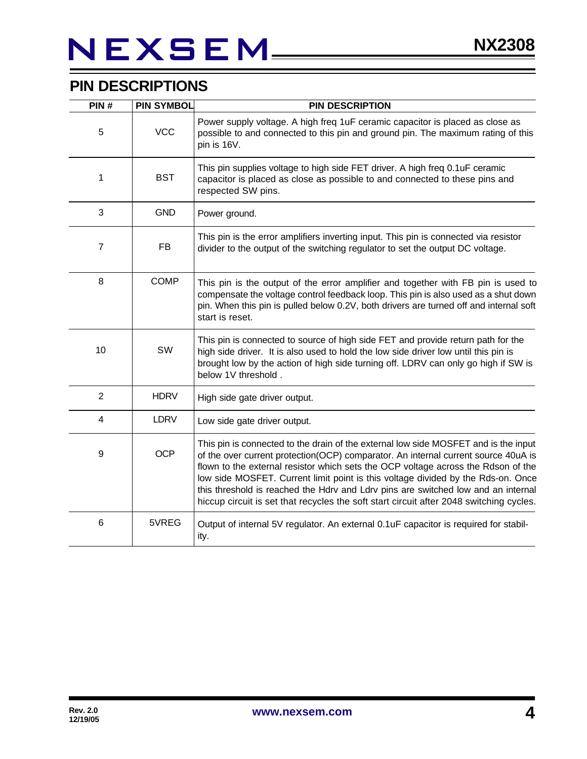## PIN DESCRIPTIONS

| PIN # | PIN SYMBOL | PIN DESCRIPTION |
|---|---|---|
| 5 | VCC | Power supply voltage. A high freq 1uF ceramic capacitor is placed as close as possible to and connected to this pin and ground pin. The maximum rating of this pin is 16V. |
| 1 | BST | This pin supplies voltage to high side FET driver. A high freq 0.1uF ceramic capacitor is placed as close as possible to and connected to these pins and respected SW pins. |
| 3 | GND | Power ground. |
| 7 | FB | This pin is the error amplifiers inverting input. This pin is connected via resistor divider to the output of the switching regulator to set the output DC voltage. |
| 8 | COMP | This pin is the output of the error amplifier and together with FB pin is used to compensate the voltage control feedback loop. This pin is also used as a shut down pin. When this pin is pulled below 0.2V, both drivers are turned off and internal soft start is reset. |
| 10 | SW | This pin is connected to source of high side FET and provide return path for the high side driver. It is also used to hold the low side driver low until this pin is brought low by the action of high side turning off. LDRV can only go high if SW is below 1V threshold . |
| 2 | HDRV | High side gate driver output. |
| 4 | LDRV | Low side gate driver output. |
| 9 | OCP | This pin is connected to the drain of the external low side MOSFET and is the input of the over current protection(OCP) comparator. An internal current source 40uA is flown to the external resistor which sets the OCP voltage across the Rdson of the low side MOSFET. Current limit point is this voltage divided by the Rds-on. Once this threshold is reached the Hdrv and Ldrv pins are switched low and an internal hiccup circuit is set that recycles the soft start circuit after 2048 switching cycles. |
| 6 | 5VREG | Output of internal 5V regulator. An external 0.1uF capacitor is required for stability. |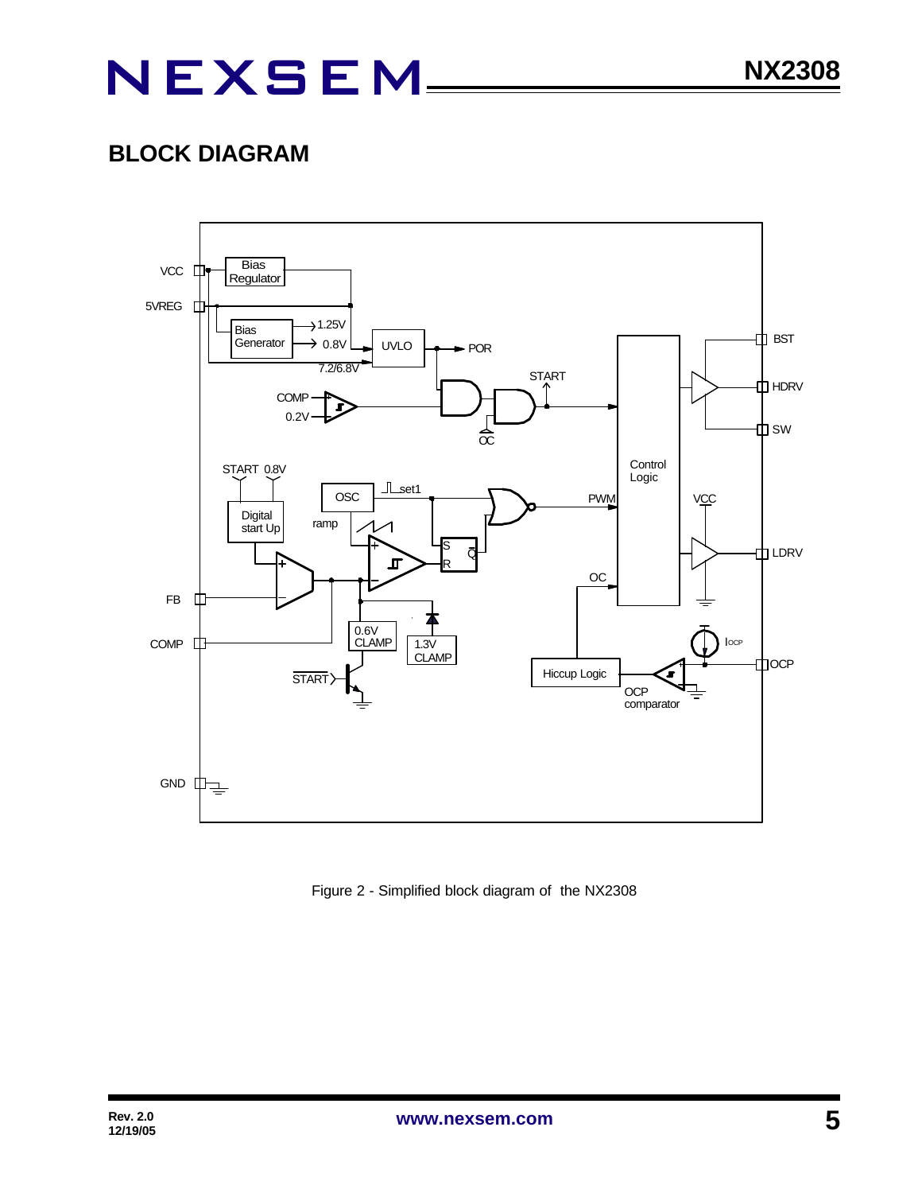## BLOCK DIAGRAM

Figure 2 - Simplified block diagram of the NX2308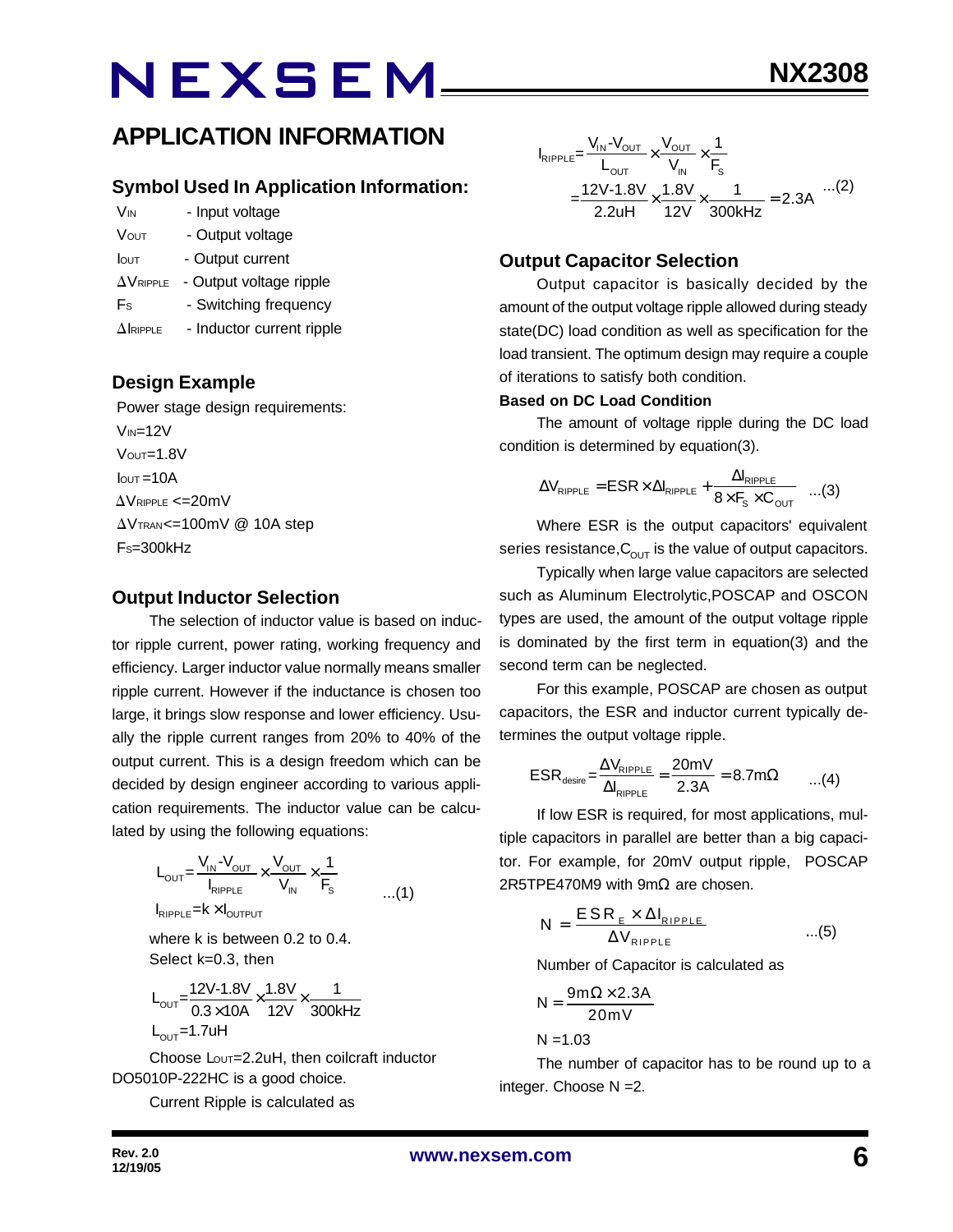## APPLICATION INFORMATION

### Symbol Used In Application Information:

$V_{IN}$ - Input voltage

$V_{OUT}$ - Output voltage

$I_{OUT}$ - Output current

$\Delta V_{RIPPLE}$ - Output voltage ripple

$F_S$ - Switching frequency

$\Delta I_{RIPPLE}$ - Inductor current ripple

### Design Example

Power stage design requirements:

$V_{IN}$=12V

$V_{OUT}$=1.8V

$I_{OUT}$=10A

$\Delta V_{RIPPLE}$ <=20mV

$\Delta V_{TRAN}$<=100mV @ 10A step

$F_S$=300kHz

### Output Inductor Selection

The selection of inductor value is based on inductor ripple current, power rating, working frequency and efficiency. Larger inductor value normally means smaller ripple current. However if the inductance is chosen too large, it brings slow response and lower efficiency. Usually the ripple current ranges from 20% to 40% of the output current. This is a design freedom which can be decided by design engineer according to various application requirements. The inductor value can be calculated by using the following equations:

$$L_{OUT}=\frac{V_{IN}-V_{OUT}}{I_{RIPPLE}}\times\frac{V_{OUT}}{V_{IN}}\times\frac{1}{F_S} \quad ...(1)$$

$$I_{RIPPLE}=k\times I_{OUTPUT}$$

where k is between 0.2 to 0.4.

Select k=0.3, then

$$L_{OUT}=\frac{12V-1.8V}{0.3\times 10A}\times\frac{1.8V}{12V}\times\frac{1}{300kHz}$$

$$L_{OUT}=1.7uH$$

Choose $L_{OUT}$=2.2uH, then coilcraft inductor DO5010P-222HC is a good choice.

Current Ripple is calculated as

$$I_{RIPPLE}=\frac{V_{IN}-V_{OUT}}{L_{OUT}}\times\frac{V_{OUT}}{V_{IN}}\times\frac{1}{F_S}$$

$$=\frac{12V-1.8V}{2.2uH}\times\frac{1.8V}{12V}\times\frac{1}{300kHz}=2.3A \quad ...(2)$$

### Output Capacitor Selection

Output capacitor is basically decided by the amount of the output voltage ripple allowed during steady state(DC) load condition as well as specification for the load transient. The optimum design may require a couple of iterations to satisfy both condition.

**Based on DC Load Condition**

The amount of voltage ripple during the DC load condition is determined by equation(3).

$$\Delta V_{RIPPLE}=ESR\times\Delta I_{RIPPLE}+\frac{\Delta I_{RIPPLE}}{8\times F_S\times C_{OUT}} \quad ...(3)$$

Where ESR is the output capacitors' equivalent series resistance, $C_{OUT}$ is the value of output capacitors.

Typically when large value capacitors are selected such as Aluminum Electrolytic, POSCAP and OSCON types are used, the amount of the output voltage ripple is dominated by the first term in equation(3) and the second term can be neglected.

For this example, POSCAP are chosen as output capacitors, the ESR and inductor current typically determines the output voltage ripple.

$$ESR_{desire}=\frac{\Delta V_{RIPPLE}}{\Delta I_{RIPPLE}}=\frac{20mV}{2.3A}=8.7m\Omega \quad ...(4)$$

If low ESR is required, for most applications, multiple capacitors in parallel are better than a big capacitor. For example, for 20mV output ripple, POSCAP 2R5TPE470M9 with 9m$\Omega$ are chosen.

$$N=\frac{ESR_E\times\Delta I_{RIPPLE}}{\Delta V_{RIPPLE}} \quad ...(5)$$

Number of Capacitor is calculated as

$$N=\frac{9m\Omega\times 2.3A}{20mV}$$

$$N=1.03$$

The number of capacitor has to be round up to a integer. Choose N =2.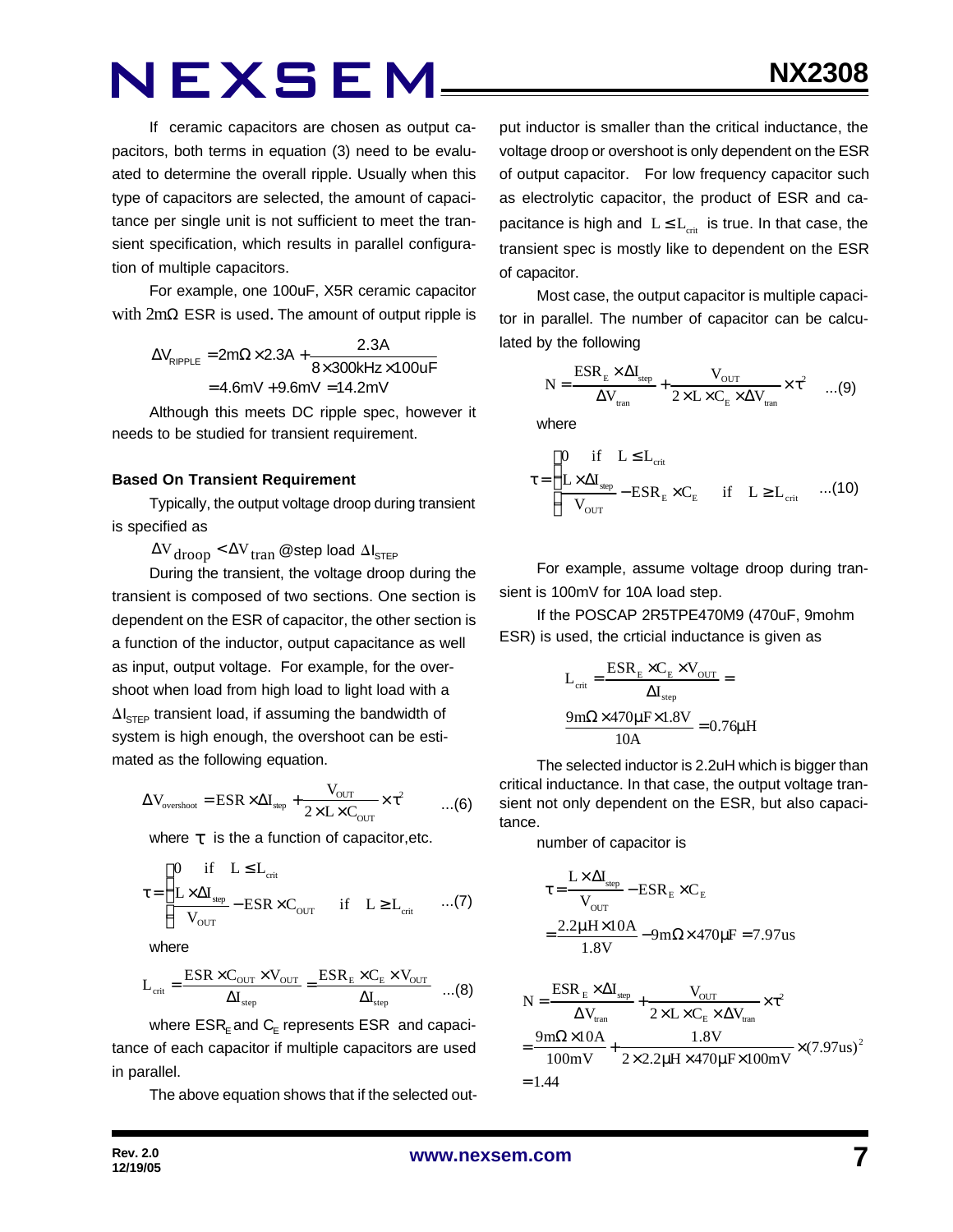If ceramic capacitors are chosen as output capacitors, both terms in equation (3) need to be evaluated to determine the overall ripple. Usually when this type of capacitors are selected, the amount of capacitance per single unit is not sufficient to meet the transient specification, which results in parallel configuration of multiple capacitors.

For example, one 100uF, X5R ceramic capacitor with 2mΩ ESR is used. The amount of output ripple is

$$\Delta V_{RIPPLE} = 2m\Omega \times 2.3A + \frac{2.3A}{8 \times 300kHz \times 100uF}$$
$$= 4.6mV + 9.6mV = 14.2mV$$

Although this meets DC ripple spec, however it needs to be studied for transient requirement.

**Based On Transient Requirement**

Typically, the output voltage droop during transient is specified as

$\Delta V_{droop} < \Delta V_{tran}$ @step load $\Delta I_{STEP}$

During the transient, the voltage droop during the transient is composed of two sections. One section is dependent on the ESR of capacitor, the other section is a function of the inductor, output capacitance as well as input, output voltage. For example, for the overshoot when load from high load to light load with a $\Delta I_{STEP}$ transient load, if assuming the bandwidth of system is high enough, the overshoot can be estimated as the following equation.

$$\Delta V_{overshoot} = ESR \times \Delta I_{step} + \frac{V_{OUT}}{2 \times L \times C_{OUT}} \times \tau^2 \quad ...(6)$$

where $\tau$ is the a function of capacitor,etc.

$$\tau = \begin{cases} 0 & \text{if} \quad L \le L_{crit} \\ \frac{L \times \Delta I_{step}}{V_{OUT}} - ESR \times C_{OUT} & \text{if} \quad L \ge L_{crit} \end{cases} \quad ...(7)$$

where

$$L_{crit} = \frac{ESR \times C_{OUT} \times V_{OUT}}{\Delta I_{step}} = \frac{ESR_E \times C_E \times V_{OUT}}{\Delta I_{step}} \quad ...(8)$$

where $ESR_E$ and $C_E$ represents ESR and capacitance of each capacitor if multiple capacitors are used in parallel.

The above equation shows that if the selected output inductor is smaller than the critical inductance, the voltage droop or overshoot is only dependent on the ESR of output capacitor. For low frequency capacitor such as electrolytic capacitor, the product of ESR and capacitance is high and $L \le L_{crit}$ is true. In that case, the transient spec is mostly like to dependent on the ESR of capacitor.

Most case, the output capacitor is multiple capacitor in parallel. The number of capacitor can be calculated by the following

$$N = \frac{ESR_E \times \Delta I_{step}}{\Delta V_{tran}} + \frac{V_{OUT}}{2 \times L \times C_E \times \Delta V_{tran}} \times \tau^2 \quad ...(9)$$

where

$$\tau = \begin{cases} 0 & \text{if} \quad L \le L_{crit} \\ \frac{L \times \Delta I_{step}}{V_{OUT}} - ESR_E \times C_E & \text{if} \quad L \ge L_{crit} \end{cases} \quad ...(10)$$

For example, assume voltage droop during transient is 100mV for 10A load step.

If the POSCAP 2R5TPE470M9 (470uF, 9mohm ESR) is used, the crticial inductance is given as

$$L_{crit} = \frac{ESR_E \times C_E \times V_{OUT}}{\Delta I_{step}} =$$
$$\frac{9m\Omega \times 470\mu F \times 1.8V}{10A} = 0.76\mu H$$

The selected inductor is 2.2uH which is bigger than critical inductance. In that case, the output voltage transient not only dependent on the ESR, but also capacitance.

number of capacitor is

$$\tau = \frac{L \times \Delta I_{step}}{V_{OUT}} - ESR_E \times C_E$$
$$= \frac{2.2\mu H \times 10A}{1.8V} - 9m\Omega \times 470\mu F = 7.97us$$

$$N = \frac{ESR_E \times \Delta I_{step}}{\Delta V_{tran}} + \frac{V_{OUT}}{2 \times L \times C_E \times \Delta V_{tran}} \times \tau^2$$
$$= \frac{9m\Omega \times 10A}{100mV} + \frac{1.8V}{2 \times 2.2\mu H \times 470\mu F \times 100mV} \times (7.97us)^2$$
$$= 1.44$$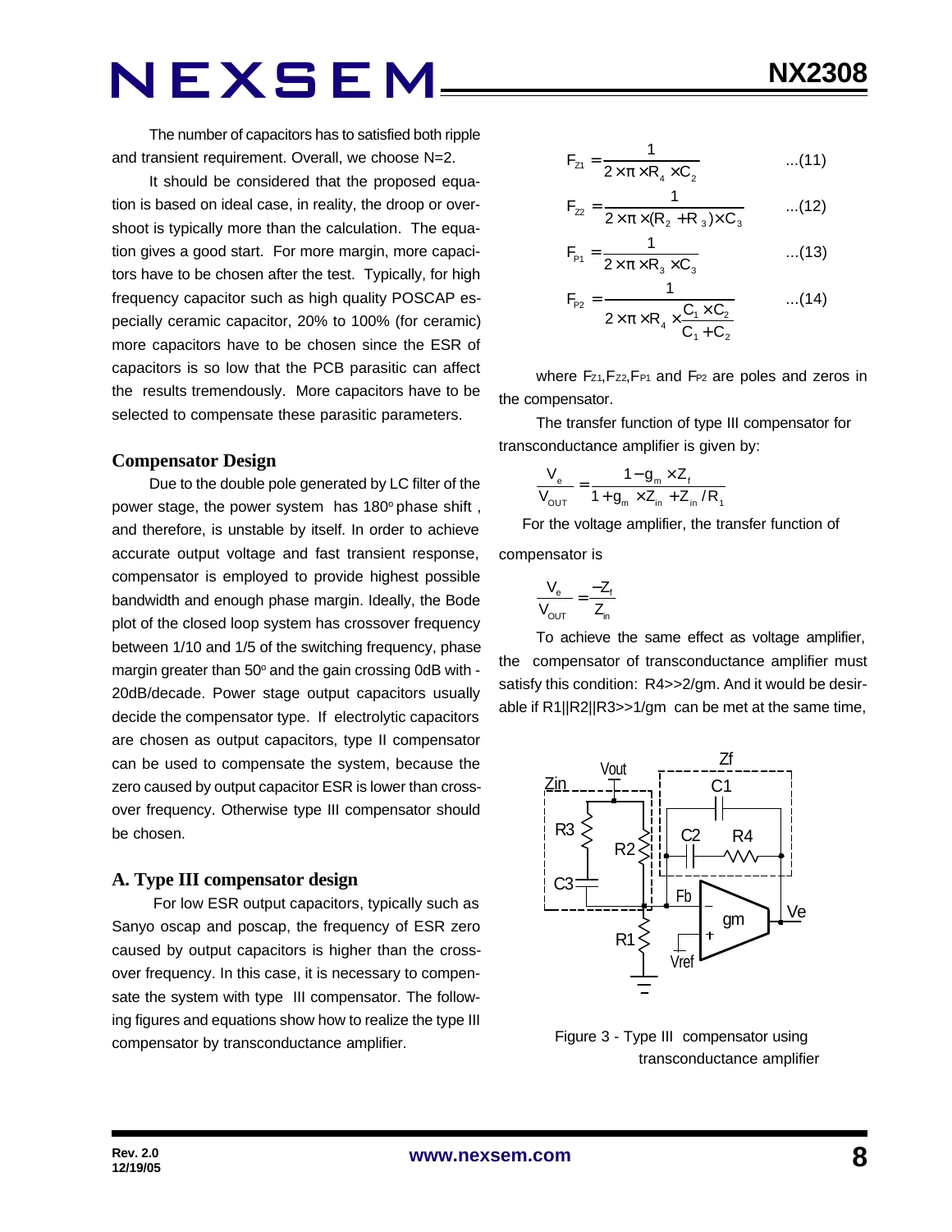The number of capacitors has to satisfied both ripple and transient requirement. Overall, we choose N=2.

It should be considered that the proposed equation is based on ideal case, in reality, the droop or overshoot is typically more than the calculation. The equation gives a good start. For more margin, more capacitors have to be chosen after the test. Typically, for high frequency capacitor such as high quality POSCAP especially ceramic capacitor, 20% to 100% (for ceramic) more capacitors have to be chosen since the ESR of capacitors is so low that the PCB parasitic can affect the results tremendously. More capacitors have to be selected to compensate these parasitic parameters.

## Compensator Design

Due to the double pole generated by LC filter of the power stage, the power system has 180º phase shift , and therefore, is unstable by itself. In order to achieve accurate output voltage and fast transient response, compensator is employed to provide highest possible bandwidth and enough phase margin. Ideally, the Bode plot of the closed loop system has crossover frequency between 1/10 and 1/5 of the switching frequency, phase margin greater than 50º and the gain crossing 0dB with -20dB/decade. Power stage output capacitors usually decide the compensator type. If electrolytic capacitors are chosen as output capacitors, type II compensator can be used to compensate the system, because the zero caused by output capacitor ESR is lower than crossover frequency. Otherwise type III compensator should be chosen.

## A. Type III compensator design

For low ESR output capacitors, typically such as Sanyo oscap and poscap, the frequency of ESR zero caused by output capacitors is higher than the crossover frequency. In this case, it is necessary to compensate the system with type III compensator. The following figures and equations show how to realize the type III compensator by transconductance amplifier.

$$F_{Z1} = \frac{1}{2 \times \pi \times R_4 \times C_2} \qquad ...(11)$$

$$F_{Z2} = \frac{1}{2 \times \pi \times (R_2 + R_3) \times C_3} \qquad ...(12)$$

$$F_{P1} = \frac{1}{2 \times \pi \times R_3 \times C_3} \qquad ...(13)$$

$$F_{P2} = \frac{1}{2 \times \pi \times R_4 \times \frac{C_1 \times C_2}{C_1 + C_2}} \qquad ...(14)$$

where $F_{Z1}$, $F_{Z2}$, $F_{P1}$ and $F_{P2}$ are poles and zeros in the compensator.

The transfer function of type III compensator for transconductance amplifier is given by:

$$\frac{V_e}{V_{OUT}} = \frac{1 - g_m \times Z_f}{1 + g_m \times Z_{in} + Z_{in} / R_1}$$

For the voltage amplifier, the transfer function of compensator is

$$\frac{V_e}{V_{OUT}} = \frac{-Z_f}{Z_{in}}$$

To achieve the same effect as voltage amplifier, the compensator of transconductance amplifier must satisfy this condition: R4>>2/gm. And it would be desirable if R1||R2||R3>>1/gm can be met at the same time,

Figure 3 - Type III compensator using transconductance amplifier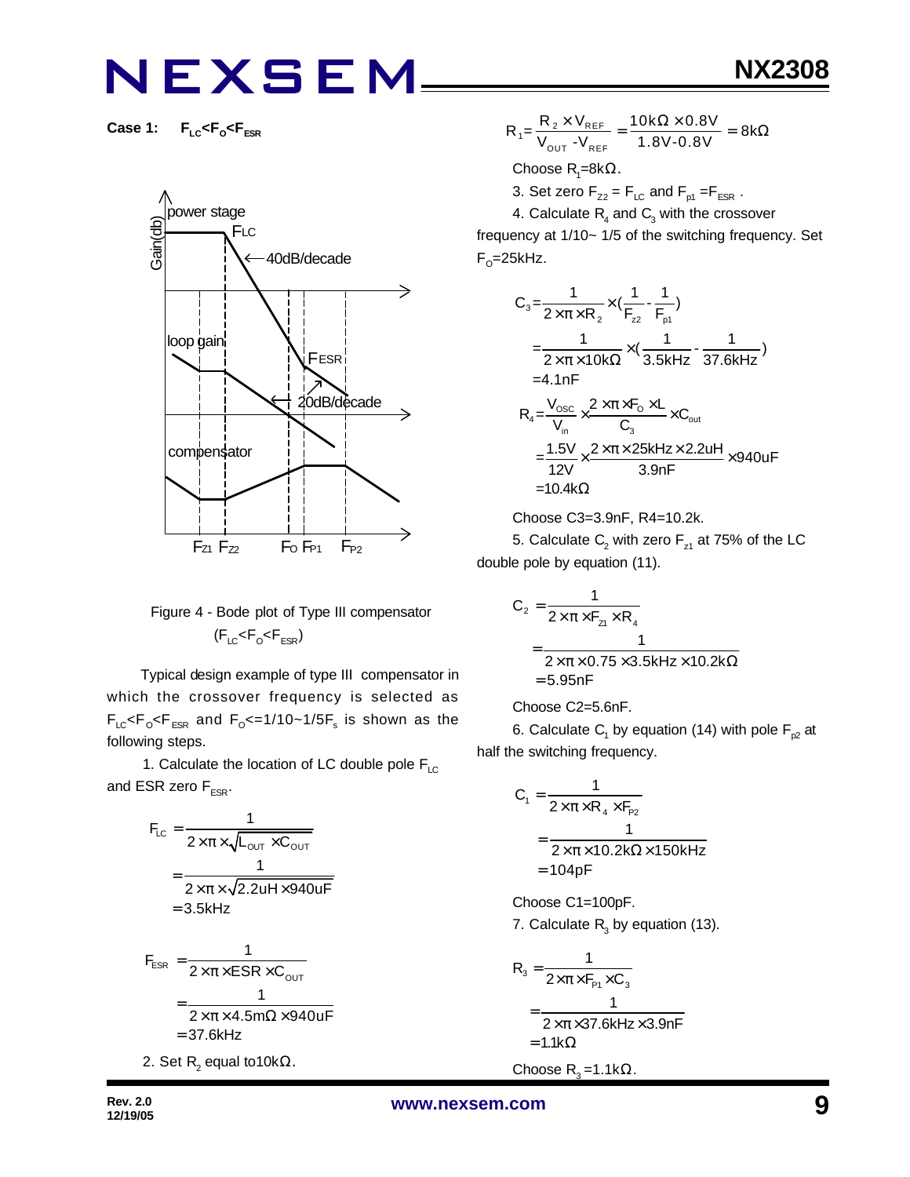**Case 1:** $F_{LC}<F_O<F_{ESR}$

Figure 4 - Bode plot of Type III compensator ($F_{LC}<F_O<F_{ESR}$)

Typical design example of type III compensator in which the crossover frequency is selected as $F_{LC}<F_O<F_{ESR}$ and $F_O<=1/10\sim1/5F_s$ is shown as the following steps.

1. Calculate the location of LC double pole $F_{LC}$ and ESR zero $F_{ESR}$.

$$
\begin{aligned}
F_{LC} &= \frac{1}{2\times\pi\times\sqrt{L_{OUT}\times C_{OUT}}} \\
&= \frac{1}{2\times\pi\times\sqrt{2.2uH\times 940uF}} \\
&= 3.5kHz
\end{aligned}
$$

$$
\begin{aligned}
F_{ESR} &= \frac{1}{2\times\pi\times ESR\times C_{OUT}} \\
&= \frac{1}{2\times\pi\times 4.5m\Omega\times 940uF} \\
&= 37.6kHz
\end{aligned}
$$

2. Set $R_2$ equal to10kΩ.

$$
R_1 = \frac{R_2\times V_{REF}}{V_{OUT}-V_{REF}} = \frac{10k\Omega\times 0.8V}{1.8V-0.8V} = 8k\Omega
$$

Choose $R_1$=8kΩ.

3. Set zero $F_{Z2} = F_{LC}$ and $F_{p1} = F_{ESR}$.

4. Calculate $R_4$ and $C_3$ with the crossover frequency at 1/10~ 1/5 of the switching frequency. Set $F_O$=25kHz.

$$
\begin{aligned}
C_3 &= \frac{1}{2\times\pi\times R_2}\times\left(\frac{1}{F_{z2}}-\frac{1}{F_{p1}}\right) \\
&= \frac{1}{2\times\pi\times 10k\Omega}\times\left(\frac{1}{3.5kHz}-\frac{1}{37.6kHz}\right) \\
&= 4.1nF
\end{aligned}
$$

$$
\begin{aligned}
R_4 &= \frac{V_{OSC}}{V_{in}}\times\frac{2\times\pi\times F_O\times L}{C_3}\times C_{out} \\
&= \frac{1.5V}{12V}\times\frac{2\times\pi\times 25kHz\times 2.2uH}{3.9nF}\times 940uF \\
&= 10.4k\Omega
\end{aligned}
$$

Choose C3=3.9nF, R4=10.2k.

5. Calculate $C_2$ with zero $F_{z1}$ at 75% of the LC double pole by equation (11).

$$
\begin{aligned}
C_2 &= \frac{1}{2\times\pi\times F_{Z1}\times R_4} \\
&= \frac{1}{2\times\pi\times 0.75\times 3.5kHz\times 10.2k\Omega} \\
&= 5.95nF
\end{aligned}
$$

Choose C2=5.6nF.

6. Calculate $C_1$ by equation (14) with pole $F_{p2}$ at half the switching frequency.

$$
\begin{aligned}
C_1 &= \frac{1}{2\times\pi\times R_4\times F_{P2}} \\
&= \frac{1}{2\times\pi\times 10.2k\Omega\times 150kHz} \\
&= 104pF
\end{aligned}
$$

Choose C1=100pF.

7. Calculate $R_3$ by equation (13).

$$
\begin{aligned}
R_3 &= \frac{1}{2\times\pi\times F_{P1}\times C_3} \\
&= \frac{1}{2\times\pi\times 37.6kHz\times 3.9nF} \\
&= 1.1k\Omega
\end{aligned}
$$

Choose $R_3$ =1.1kΩ.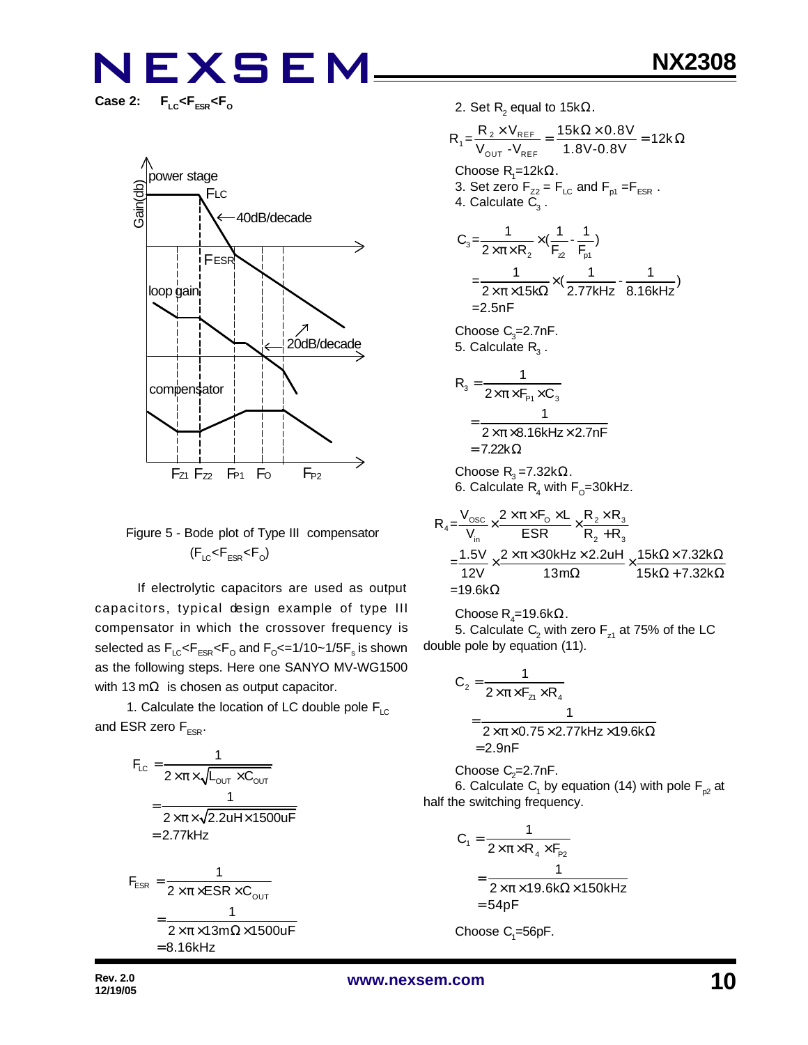**Case 2:** $F_{LC}<F_{ESR}<F_O$

Figure 5 - Bode plot of Type III compensator ($F_{LC}<F_{ESR}<F_O$)

If electrolytic capacitors are used as output capacitors, typical design example of type III compensator in which the crossover frequency is selected as $F_{LC}<F_{ESR}<F_O$ and $F_O$<=1/10~1/5$F_s$ is shown as the following steps. Here one SANYO MV-WG1500 with 13 mΩ is chosen as output capacitor.

1. Calculate the location of LC double pole $F_{LC}$ and ESR zero $F_{ESR}$.

$$F_{LC} = \frac{1}{2\times\pi\times\sqrt{L_{OUT}\times C_{OUT}}} = \frac{1}{2\times\pi\times\sqrt{2.2uH\times1500uF}} = 2.77kHz$$

$$F_{ESR} = \frac{1}{2\times\pi\times ESR\times C_{OUT}} = \frac{1}{2\times\pi\times13m\Omega\times1500uF} = 8.16kHz$$

2. Set $R_2$ equal to 15kΩ.

$$R_1 = \frac{R_2\times V_{REF}}{V_{OUT}-V_{REF}} = \frac{15k\Omega\times0.8V}{1.8V-0.8V} = 12k\Omega$$

Choose $R_1$=12kΩ.

3. Set zero $F_{Z2} = F_{LC}$ and $F_{p1} = F_{ESR}$.

4. Calculate $C_3$.

$$C_3 = \frac{1}{2\times\pi\times R_2}\times\left(\frac{1}{F_{z2}}-\frac{1}{F_{p1}}\right) = \frac{1}{2\times\pi\times15k\Omega}\times\left(\frac{1}{2.77kHz}-\frac{1}{8.16kHz}\right) = 2.5nF$$

Choose $C_3$=2.7nF.

5. Calculate $R_3$.

$$R_3 = \frac{1}{2\times\pi\times F_{P1}\times C_3} = \frac{1}{2\times\pi\times8.16kHz\times2.7nF} = 7.22k\Omega$$

Choose $R_3$=7.32kΩ.

6. Calculate $R_4$ with $F_O$=30kHz.

$$R_4 = \frac{V_{OSC}}{V_{in}}\times\frac{2\times\pi\times F_O\times L}{ESR}\times\frac{R_2\times R_3}{R_2+R_3} = \frac{1.5V}{12V}\times\frac{2\times\pi\times30kHz\times2.2uH}{13m\Omega}\times\frac{15k\Omega\times7.32k\Omega}{15k\Omega+7.32k\Omega} = 19.6k\Omega$$

Choose $R_4$=19.6kΩ.

5. Calculate $C_2$ with zero $F_{z1}$ at 75% of the LC double pole by equation (11).

$$C_2 = \frac{1}{2\times\pi\times F_{z1}\times R_4} = \frac{1}{2\times\pi\times0.75\times2.77kHz\times19.6k\Omega} = 2.9nF$$

Choose $C_2$=2.7nF.

6. Calculate $C_1$ by equation (14) with pole $F_{p2}$ at half the switching frequency.

$$C_1 = \frac{1}{2\times\pi\times R_4\times F_{P2}} = \frac{1}{2\times\pi\times19.6k\Omega\times150kHz} = 54pF$$

Choose $C_1$=56pF.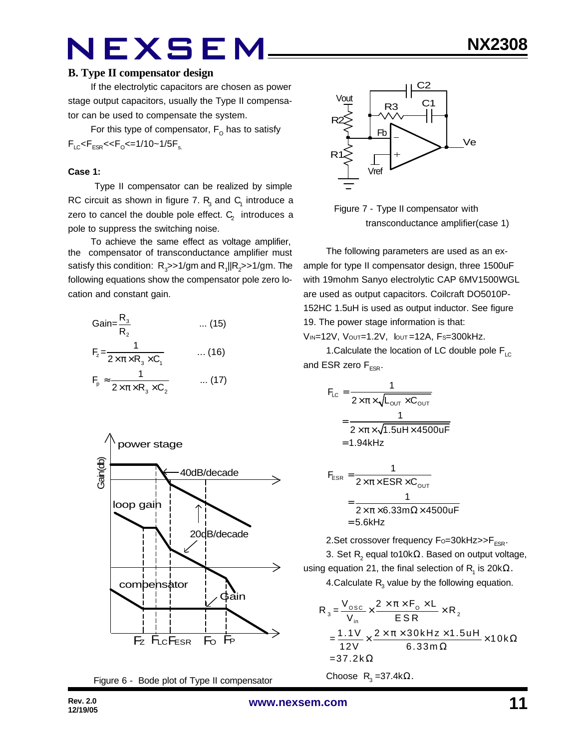## B. Type II compensator design

If the electrolytic capacitors are chosen as power stage output capacitors, usually the Type II compensator can be used to compensate the system.

For this type of compensator, $F_O$ has to satisfy $F_{LC}<F_{ESR}<<F_O<=1/10\sim1/5F_s$.

**Case 1:**

Type II compensator can be realized by simple RC circuit as shown in figure 7. $R_3$ and $C_1$ introduce a zero to cancel the double pole effect. $C_2$ introduces a pole to suppress the switching noise.

To achieve the same effect as voltage amplifier, the compensator of transconductance amplifier must satisfy this condition: $R_3>>1/gm$ and $R_1||R_2>>1/gm$. The following equations show the compensator pole zero location and constant gain.

$$\text{Gain}=\frac{R_3}{R_2} \quad \text{... (15)}$$

$$F_z=\frac{1}{2\times\pi\times R_3\times C_1} \quad \text{... (16)}$$

$$F_p\approx\frac{1}{2\times\pi\times R_3\times C_2} \quad \text{... (17)}$$

Figure 6 - Bode plot of Type II compensator

Figure 7 - Type II compensator with transconductance amplifier(case 1)

The following parameters are used as an example for type II compensator design, three 1500uF with 19mohm Sanyo electrolytic CAP 6MV1500WGL are used as output capacitors. Coilcraft DO5010P-152HC 1.5uH is used as output inductor. See figure 19. The power stage information is that:

$V_{IN}$=12V, $V_{OUT}$=1.2V, $I_{OUT}$=12A, $F_S$=300kHz.

1.Calculate the location of LC double pole $F_{LC}$ and ESR zero $F_{ESR}$.

$$\begin{aligned}F_{LC}&=\frac{1}{2\times\pi\times\sqrt{L_{OUT}\times C_{OUT}}}\\&=\frac{1}{2\times\pi\times\sqrt{1.5uH\times4500uF}}\\&=1.94kHz\end{aligned}$$

$$\begin{aligned}F_{ESR}&=\frac{1}{2\times\pi\times ESR\times C_{OUT}}\\&=\frac{1}{2\times\pi\times6.33m\Omega\times4500uF}\\&=5.6kHz\end{aligned}$$

2.Set crossover frequency $F_O$=30kHz>>$F_{ESR}$.

3. Set $R_2$ equal to10kΩ. Based on output voltage, using equation 21, the final selection of $R_1$ is 20kΩ.

4.Calculate $R_3$ value by the following equation.

$$\begin{aligned}R_3&=\frac{V_{OSC}}{V_{in}}\times\frac{2\times\pi\times F_O\times L}{ESR}\times R_2\\&=\frac{1.1V}{12V}\times\frac{2\times\pi\times30kHz\times1.5uH}{6.33m\Omega}\times10k\Omega\\&=37.2k\Omega\end{aligned}$$

Choose $R_3$=37.4kΩ.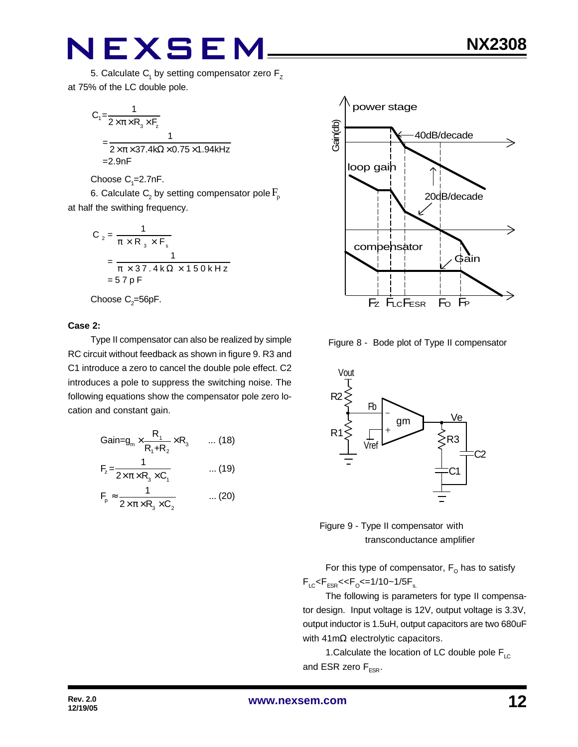5. Calculate $C_1$ by setting compensator zero $F_Z$ at 75% of the LC double pole.

$$C_1 = \frac{1}{2 \times \pi \times R_3 \times F_z}$$
$$= \frac{1}{2 \times \pi \times 37.4k\Omega \times 0.75 \times 1.94kHz}$$
$$= 2.9nF$$

Choose $C_1$=2.7nF.

6. Calculate $C_2$ by setting compensator pole $F_p$ at half the swithing frequency.

$$C_2 = \frac{1}{\pi \times R_3 \times F_s}$$
$$= \frac{1}{\pi \times 37.4k\Omega \times 150kHz}$$
$$= 57pF$$

Choose $C_2$=56pF.

**Case 2:**

Type II compensator can also be realized by simple RC circuit without feedback as shown in figure 9. R3 and C1 introduce a zero to cancel the double pole effect. C2 introduces a pole to suppress the switching noise. The following equations show the compensator pole zero location and constant gain.

$$\text{Gain} = g_m \times \frac{R_1}{R_1 + R_2} \times R_3 \qquad \text{... (18)}$$

$$F_z = \frac{1}{2 \times \pi \times R_3 \times C_1} \qquad \text{... (19)}$$

$$F_p \approx \frac{1}{2 \times \pi \times R_3 \times C_2} \qquad \text{... (20)}$$

Figure 8 - Bode plot of Type II compensator

Figure 9 - Type II compensator with transconductance amplifier

For this type of compensator, $F_O$ has to satisfy $F_{LC} < F_{ESR} << F_O <= 1/10 \sim 1/5 F_s$.

The following is parameters for type II compensator design. Input voltage is 12V, output voltage is 3.3V, output inductor is 1.5uH, output capacitors are two 680uF with 41mΩ electrolytic capacitors.

1.Calculate the location of LC double pole $F_{LC}$ and ESR zero $F_{ESR}$.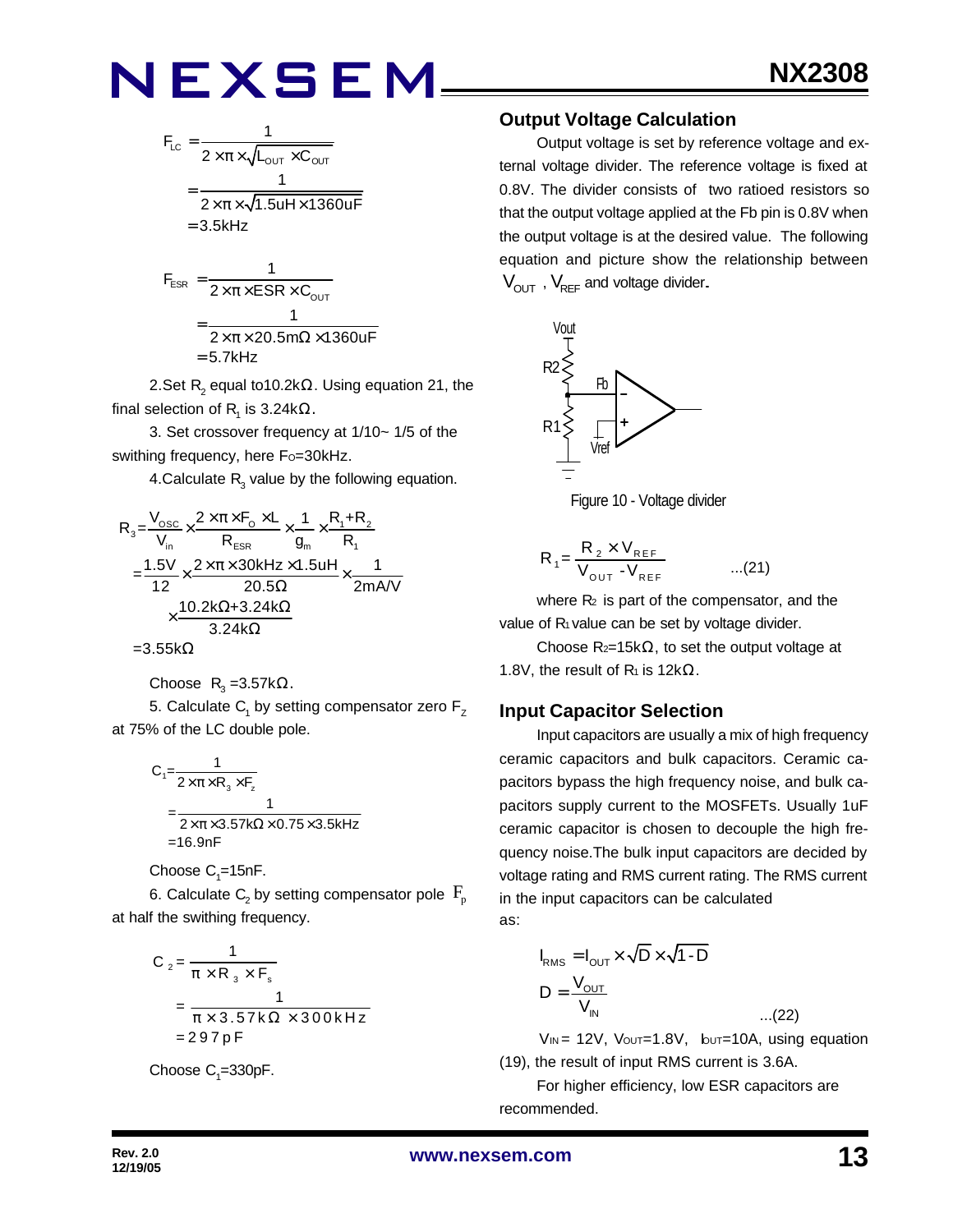$$F_{LC} = \frac{1}{2 \times \pi \times \sqrt{L_{OUT} \times C_{OUT}}}$$
$$= \frac{1}{2 \times \pi \times \sqrt{1.5uH \times 1360uF}}$$
$$= 3.5kHz$$

$$F_{ESR} = \frac{1}{2 \times \pi \times ESR \times C_{OUT}}$$
$$= \frac{1}{2 \times \pi \times 20.5m\Omega \times 1360uF}$$
$$= 5.7kHz$$

2.Set $R_2$ equal to10.2kΩ. Using equation 21, the final selection of $R_1$ is 3.24kΩ.

3. Set crossover frequency at 1/10~ 1/5 of the swithing frequency, here $F_O$=30kHz.

4.Calculate $R_3$ value by the following equation.

$$R_3 = \frac{V_{OSC}}{V_{in}} \times \frac{2 \times \pi \times F_O \times L}{R_{ESR}} \times \frac{1}{g_m} \times \frac{R_1 + R_2}{R_1}$$
$$= \frac{1.5V}{12} \times \frac{2 \times \pi \times 30kHz \times 1.5uH}{20.5\Omega} \times \frac{1}{2mA/V}$$
$$\times \frac{10.2k\Omega + 3.24k\Omega}{3.24k\Omega}$$
$$= 3.55k\Omega$$

Choose $R_3$ =3.57kΩ.

5. Calculate $C_1$ by setting compensator zero $F_Z$ at 75% of the LC double pole.

$$C_1 = \frac{1}{2 \times \pi \times R_3 \times F_z}$$
$$= \frac{1}{2 \times \pi \times 3.57k\Omega \times 0.75 \times 3.5kHz}$$
$$= 16.9nF$$

Choose $C_1$=15nF.

6. Calculate $C_2$ by setting compensator pole $F_p$ at half the swithing frequency.

$$C_2 = \frac{1}{\pi \times R_3 \times F_s}$$
$$= \frac{1}{\pi \times 3.57k\Omega \times 300kHz}$$
$$= 297pF$$

Choose $C_1$=330pF.

## Output Voltage Calculation

Output voltage is set by reference voltage and external voltage divider. The reference voltage is fixed at 0.8V. The divider consists of two ratioed resistors so that the output voltage applied at the Fb pin is 0.8V when the output voltage is at the desired value. The following equation and picture show the relationship between $V_{OUT}$ , $V_{REF}$ and voltage divider.

Figure 10 - Voltage divider

$$R_1 = \frac{R_2 \times V_{REF}}{V_{OUT} - V_{REF}} \quad \text{...(21)}$$

where $R_2$ is part of the compensator, and the value of $R_1$ value can be set by voltage divider.

Choose $R_2$=15kΩ, to set the output voltage at 1.8V, the result of $R_1$ is 12kΩ.

## Input Capacitor Selection

Input capacitors are usually a mix of high frequency ceramic capacitors and bulk capacitors. Ceramic capacitors bypass the high frequency noise, and bulk capacitors supply current to the MOSFETs. Usually 1uF ceramic capacitor is chosen to decouple the high frequency noise.The bulk input capacitors are decided by voltage rating and RMS current rating. The RMS current in the input capacitors can be calculated as:

$$I_{RMS} = I_{OUT} \times \sqrt{D} \times \sqrt{1-D}$$
$$D = \frac{V_{OUT}}{V_{IN}} \quad \text{...(22)}$$

$V_{IN}$ = 12V, $V_{OUT}$=1.8V, $I_{OUT}$=10A, using equation (19), the result of input RMS current is 3.6A.

For higher efficiency, low ESR capacitors are recommended.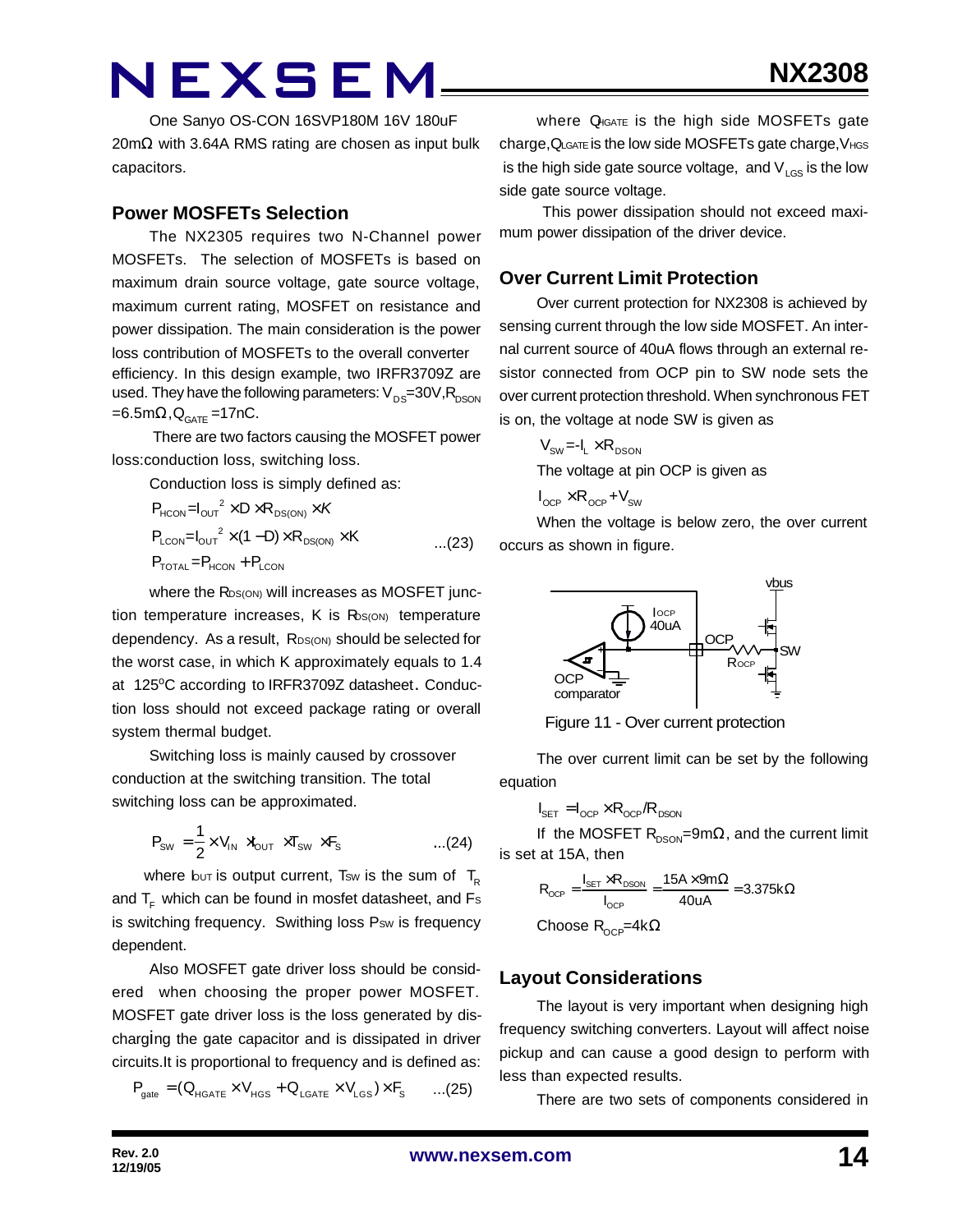One Sanyo OS-CON 16SVP180M 16V 180uF 20mΩ with 3.64A RMS rating are chosen as input bulk capacitors.

## Power MOSFETs Selection

The NX2305 requires two N-Channel power MOSFETs. The selection of MOSFETs is based on maximum drain source voltage, gate source voltage, maximum current rating, MOSFET on resistance and power dissipation. The main consideration is the power loss contribution of MOSFETs to the overall converter efficiency. In this design example, two IRFR3709Z are used. They have the following parameters: $V_{DS}$=30V, $R_{DSON}$ =6.5mΩ, $Q_{GATE}$ =17nC.

There are two factors causing the MOSFET power loss:conduction loss, switching loss.

Conduction loss is simply defined as:

$$P_{HCON}=I_{OUT}^2 \times D \times R_{DS(ON)} \times K$$

$$P_{LCON}=I_{OUT}^2 \times (1-D) \times R_{DS(ON)} \times K \qquad ...(23)$$

$$P_{TOTAL}=P_{HCON}+P_{LCON}$$

where the $R_{DS(ON)}$ will increases as MOSFET junction temperature increases, K is $R_{DS(ON)}$ temperature dependency. As a result, $R_{DS(ON)}$ should be selected for the worst case, in which K approximately equals to 1.4 at 125°C according to IRFR3709Z datasheet. Conduction loss should not exceed package rating or overall system thermal budget.

Switching loss is mainly caused by crossover conduction at the switching transition. The total switching loss can be approximated.

$$P_{SW}=\frac{1}{2} \times V_{IN} \times I_{OUT} \times T_{SW} \times F_S \qquad ...(24)$$

where $I_{OUT}$ is output current, $T_{SW}$ is the sum of $T_R$ and $T_F$ which can be found in mosfet datasheet, and $F_S$ is switching frequency. Swithing loss $P_{SW}$ is frequency dependent.

Also MOSFET gate driver loss should be considered when choosing the proper power MOSFET. MOSFET gate driver loss is the loss generated by discharging the gate capacitor and is dissipated in driver circuits.It is proportional to frequency and is defined as:

$$P_{gate}=(Q_{HGATE} \times V_{HGS}+Q_{LGATE} \times V_{LGS}) \times F_S \qquad ...(25)$$

where $Q_{HGATE}$ is the high side MOSFETs gate charge, $Q_{LGATE}$ is the low side MOSFETs gate charge, $V_{HGS}$ is the high side gate source voltage, and $V_{LGS}$ is the low side gate source voltage.

This power dissipation should not exceed maximum power dissipation of the driver device.

## Over Current Limit Protection

Over current protection for NX2308 is achieved by sensing current through the low side MOSFET. An internal current source of 40uA flows through an external resistor connected from OCP pin to SW node sets the over current protection threshold. When synchronous FET is on, the voltage at node SW is given as

$$V_{SW}=-I_L \times R_{DSON}$$

The voltage at pin OCP is given as

$$I_{OCP} \times R_{OCP}+V_{SW}$$

When the voltage is below zero, the over current occurs as shown in figure.

Figure 11 - Over current protection

The over current limit can be set by the following equation

$$I_{SET}=I_{OCP} \times R_{OCP}/R_{DSON}$$

If the MOSFET $R_{DSON}$=9mΩ, and the current limit is set at 15A, then

$$R_{OCP}=\frac{I_{SET} \times R_{DSON}}{I_{OCP}}=\frac{15A \times 9m\Omega}{40uA}=3.375k\Omega$$

Choose $R_{OCP}$=4kΩ

## Layout Considerations

The layout is very important when designing high frequency switching converters. Layout will affect noise pickup and can cause a good design to perform with less than expected results.

There are two sets of components considered in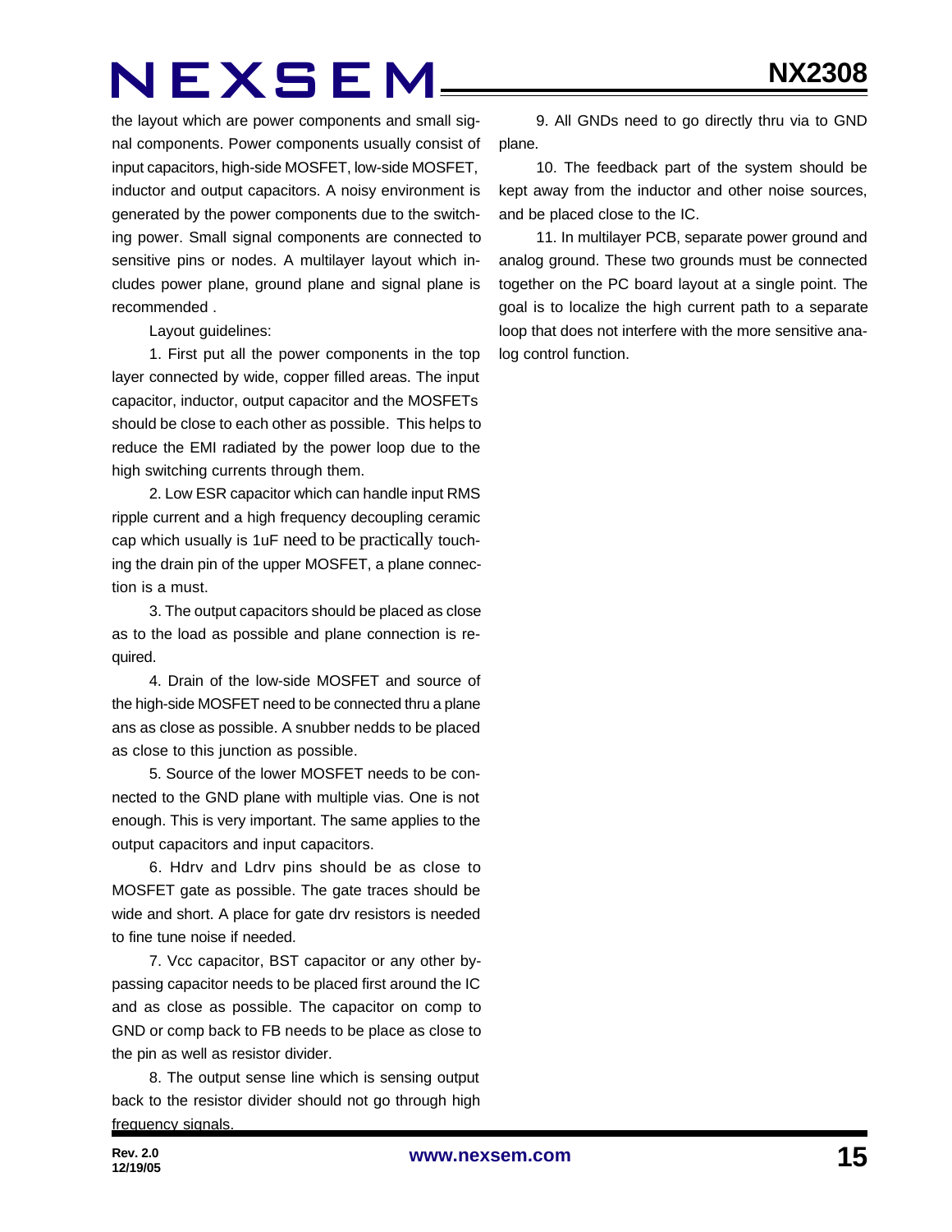the layout which are power components and small signal components. Power components usually consist of input capacitors, high-side MOSFET, low-side MOSFET, inductor and output capacitors. A noisy environment is generated by the power components due to the switching power. Small signal components are connected to sensitive pins or nodes. A multilayer layout which includes power plane, ground plane and signal plane is recommended .

Layout guidelines:

1. First put all the power components in the top layer connected by wide, copper filled areas. The input capacitor, inductor, output capacitor and the MOSFETs should be close to each other as possible. This helps to reduce the EMI radiated by the power loop due to the high switching currents through them.

2. Low ESR capacitor which can handle input RMS ripple current and a high frequency decoupling ceramic cap which usually is 1uF need to be practically touching the drain pin of the upper MOSFET, a plane connection is a must.

3. The output capacitors should be placed as close as to the load as possible and plane connection is required.

4. Drain of the low-side MOSFET and source of the high-side MOSFET need to be connected thru a plane ans as close as possible. A snubber nedds to be placed as close to this junction as possible.

5. Source of the lower MOSFET needs to be connected to the GND plane with multiple vias. One is not enough. This is very important. The same applies to the output capacitors and input capacitors.

6. Hdrv and Ldrv pins should be as close to MOSFET gate as possible. The gate traces should be wide and short. A place for gate drv resistors is needed to fine tune noise if needed.

7. Vcc capacitor, BST capacitor or any other bypassing capacitor needs to be placed first around the IC and as close as possible. The capacitor on comp to GND or comp back to FB needs to be place as close to the pin as well as resistor divider.

8. The output sense line which is sensing output back to the resistor divider should not go through high frequency signals.

9. All GNDs need to go directly thru via to GND plane.

10. The feedback part of the system should be kept away from the inductor and other noise sources, and be placed close to the IC.

11. In multilayer PCB, separate power ground and analog ground. These two grounds must be connected together on the PC board layout at a single point. The goal is to localize the high current path to a separate loop that does not interfere with the more sensitive analog control function.